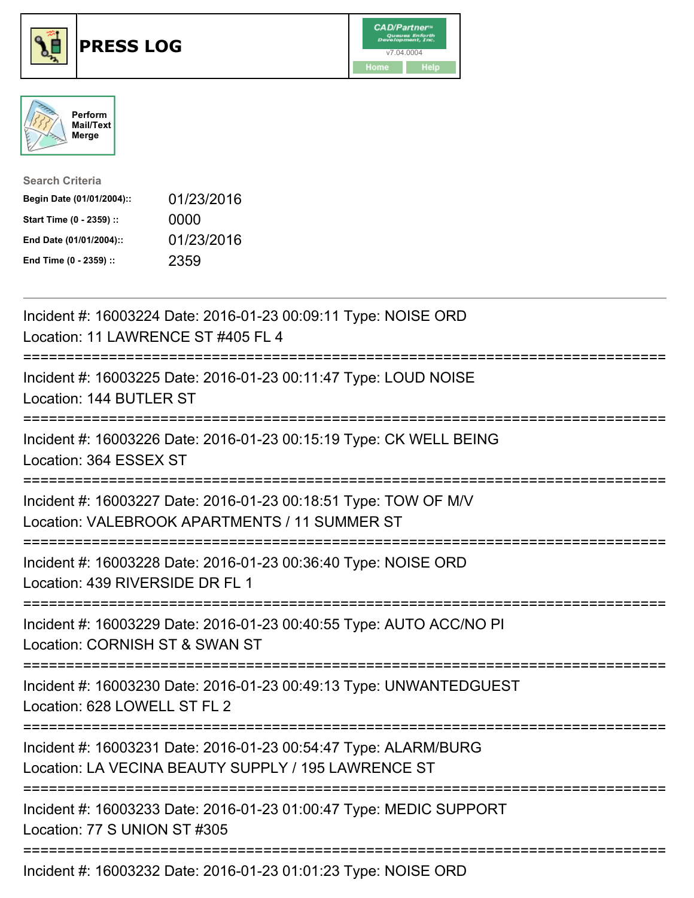# PRESS LOG

CAD/Partner v7.04.0004

Home Help

Perform Mail/Text Merge

**Search Criteria**

| | |
|---|---|
| **Begin Date (01/01/2004)::** | 01/23/2016 |
| **Start Time (0 - 2359) ::** | 0000 |
| **End Date (01/01/2004)::** | 01/23/2016 |
| **End Time (0 - 2359) ::** | 2359 |

---

Incident #: 16003224 Date: 2016-01-23 00:09:11 Type: NOISE ORD
Location: 11 LAWRENCE ST #405 FL 4

===========================================================================

Incident #: 16003225 Date: 2016-01-23 00:11:47 Type: LOUD NOISE
Location: 144 BUTLER ST

===========================================================================

Incident #: 16003226 Date: 2016-01-23 00:15:19 Type: CK WELL BEING
Location: 364 ESSEX ST

===========================================================================

Incident #: 16003227 Date: 2016-01-23 00:18:51 Type: TOW OF M/V
Location: VALEBROOK APARTMENTS / 11 SUMMER ST

===========================================================================

Incident #: 16003228 Date: 2016-01-23 00:36:40 Type: NOISE ORD
Location: 439 RIVERSIDE DR FL 1

===========================================================================

Incident #: 16003229 Date: 2016-01-23 00:40:55 Type: AUTO ACC/NO PI
Location: CORNISH ST & SWAN ST

===========================================================================

Incident #: 16003230 Date: 2016-01-23 00:49:13 Type: UNWANTEDGUEST
Location: 628 LOWELL ST FL 2

===========================================================================

Incident #: 16003231 Date: 2016-01-23 00:54:47 Type: ALARM/BURG
Location: LA VECINA BEAUTY SUPPLY / 195 LAWRENCE ST

===========================================================================

Incident #: 16003233 Date: 2016-01-23 01:00:47 Type: MEDIC SUPPORT
Location: 77 S UNION ST #305

===========================================================================

Incident #: 16003232 Date: 2016-01-23 01:01:23 Type: NOISE ORD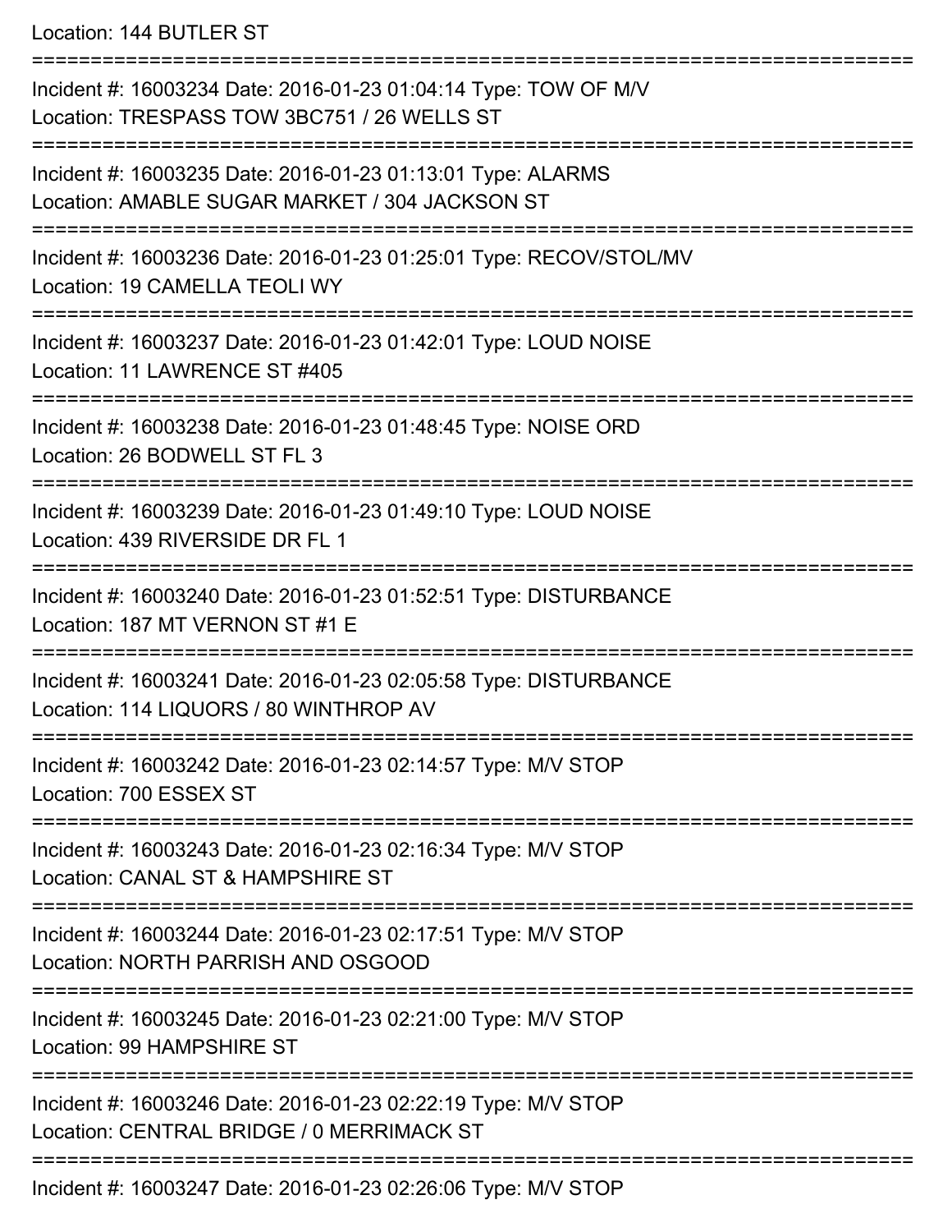Location: 144 BUTLER ST

===========================================================================

Incident #: 16003234 Date: 2016-01-23 01:04:14 Type: TOW OF M/V
Location: TRESPASS TOW 3BC751 / 26 WELLS ST

===========================================================================

Incident #: 16003235 Date: 2016-01-23 01:13:01 Type: ALARMS
Location: AMABLE SUGAR MARKET / 304 JACKSON ST

===========================================================================

Incident #: 16003236 Date: 2016-01-23 01:25:01 Type: RECOV/STOL/MV
Location: 19 CAMELLA TEOLI WY

===========================================================================

Incident #: 16003237 Date: 2016-01-23 01:42:01 Type: LOUD NOISE
Location: 11 LAWRENCE ST #405

===========================================================================

Incident #: 16003238 Date: 2016-01-23 01:48:45 Type: NOISE ORD
Location: 26 BODWELL ST FL 3

===========================================================================

Incident #: 16003239 Date: 2016-01-23 01:49:10 Type: LOUD NOISE
Location: 439 RIVERSIDE DR FL 1

===========================================================================

Incident #: 16003240 Date: 2016-01-23 01:52:51 Type: DISTURBANCE
Location: 187 MT VERNON ST #1 E

===========================================================================

Incident #: 16003241 Date: 2016-01-23 02:05:58 Type: DISTURBANCE
Location: 114 LIQUORS / 80 WINTHROP AV

===========================================================================

Incident #: 16003242 Date: 2016-01-23 02:14:57 Type: M/V STOP
Location: 700 ESSEX ST

===========================================================================

Incident #: 16003243 Date: 2016-01-23 02:16:34 Type: M/V STOP
Location: CANAL ST & HAMPSHIRE ST

===========================================================================

Incident #: 16003244 Date: 2016-01-23 02:17:51 Type: M/V STOP
Location: NORTH PARRISH AND OSGOOD

===========================================================================

Incident #: 16003245 Date: 2016-01-23 02:21:00 Type: M/V STOP
Location: 99 HAMPSHIRE ST

===========================================================================

Incident #: 16003246 Date: 2016-01-23 02:22:19 Type: M/V STOP
Location: CENTRAL BRIDGE / 0 MERRIMACK ST

===========================================================================

Incident #: 16003247 Date: 2016-01-23 02:26:06 Type: M/V STOP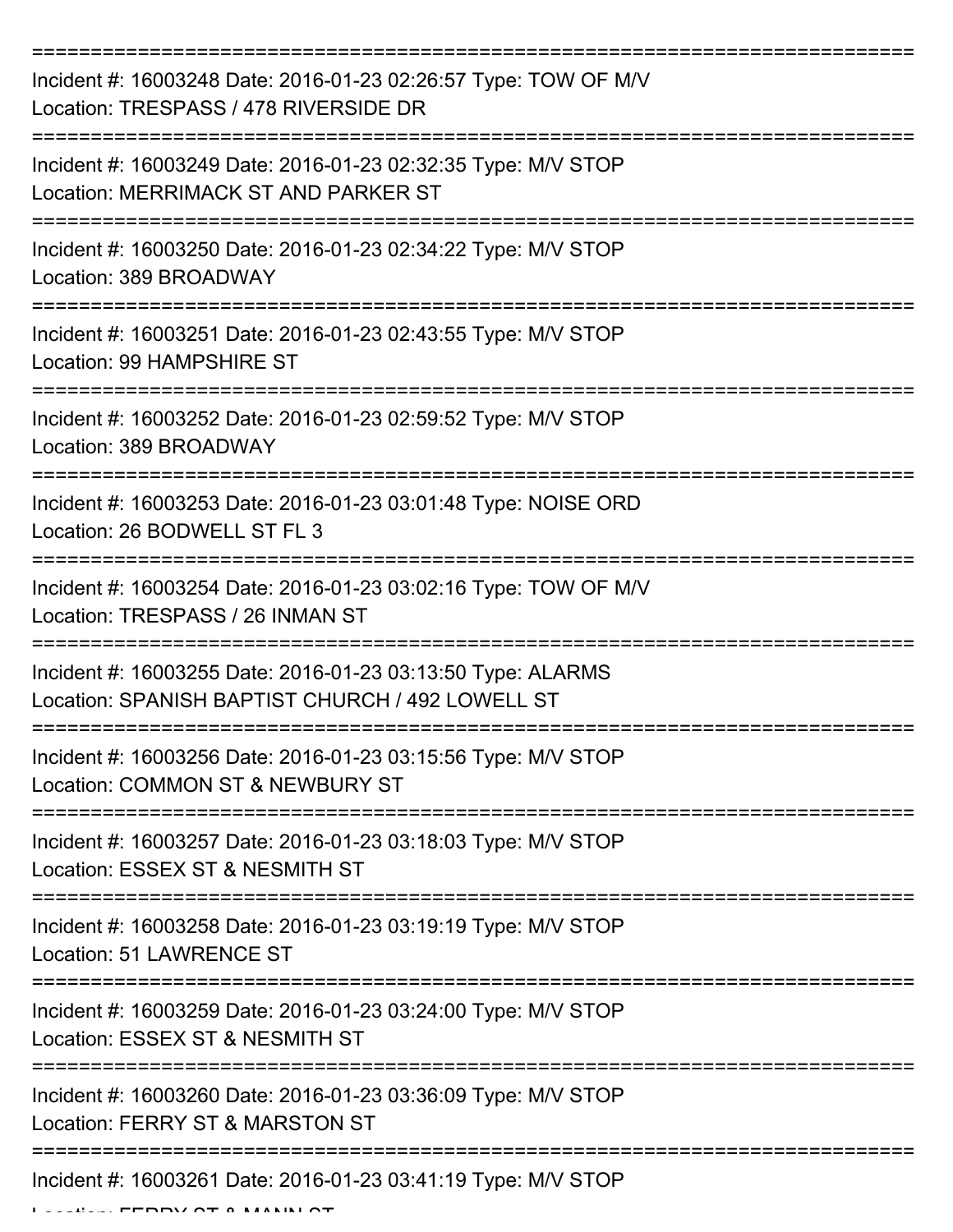===========================================================================

Incident #: 16003248 Date: 2016-01-23 02:26:57 Type: TOW OF M/V
Location: TRESPASS / 478 RIVERSIDE DR

===========================================================================

Incident #: 16003249 Date: 2016-01-23 02:32:35 Type: M/V STOP
Location: MERRIMACK ST AND PARKER ST

===========================================================================

Incident #: 16003250 Date: 2016-01-23 02:34:22 Type: M/V STOP
Location: 389 BROADWAY

===========================================================================

Incident #: 16003251 Date: 2016-01-23 02:43:55 Type: M/V STOP
Location: 99 HAMPSHIRE ST

===========================================================================

Incident #: 16003252 Date: 2016-01-23 02:59:52 Type: M/V STOP
Location: 389 BROADWAY

===========================================================================

Incident #: 16003253 Date: 2016-01-23 03:01:48 Type: NOISE ORD
Location: 26 BODWELL ST FL 3

===========================================================================

Incident #: 16003254 Date: 2016-01-23 03:02:16 Type: TOW OF M/V
Location: TRESPASS / 26 INMAN ST

===========================================================================

Incident #: 16003255 Date: 2016-01-23 03:13:50 Type: ALARMS
Location: SPANISH BAPTIST CHURCH / 492 LOWELL ST

===========================================================================

Incident #: 16003256 Date: 2016-01-23 03:15:56 Type: M/V STOP
Location: COMMON ST & NEWBURY ST

===========================================================================

Incident #: 16003257 Date: 2016-01-23 03:18:03 Type: M/V STOP
Location: ESSEX ST & NESMITH ST

===========================================================================

Incident #: 16003258 Date: 2016-01-23 03:19:19 Type: M/V STOP
Location: 51 LAWRENCE ST

===========================================================================

Incident #: 16003259 Date: 2016-01-23 03:24:00 Type: M/V STOP
Location: ESSEX ST & NESMITH ST

===========================================================================

Incident #: 16003260 Date: 2016-01-23 03:36:09 Type: M/V STOP
Location: FERRY ST & MARSTON ST

===========================================================================

Incident #: 16003261 Date: 2016-01-23 03:41:19 Type: M/V STOP
Location: FERRY ST & MANN ST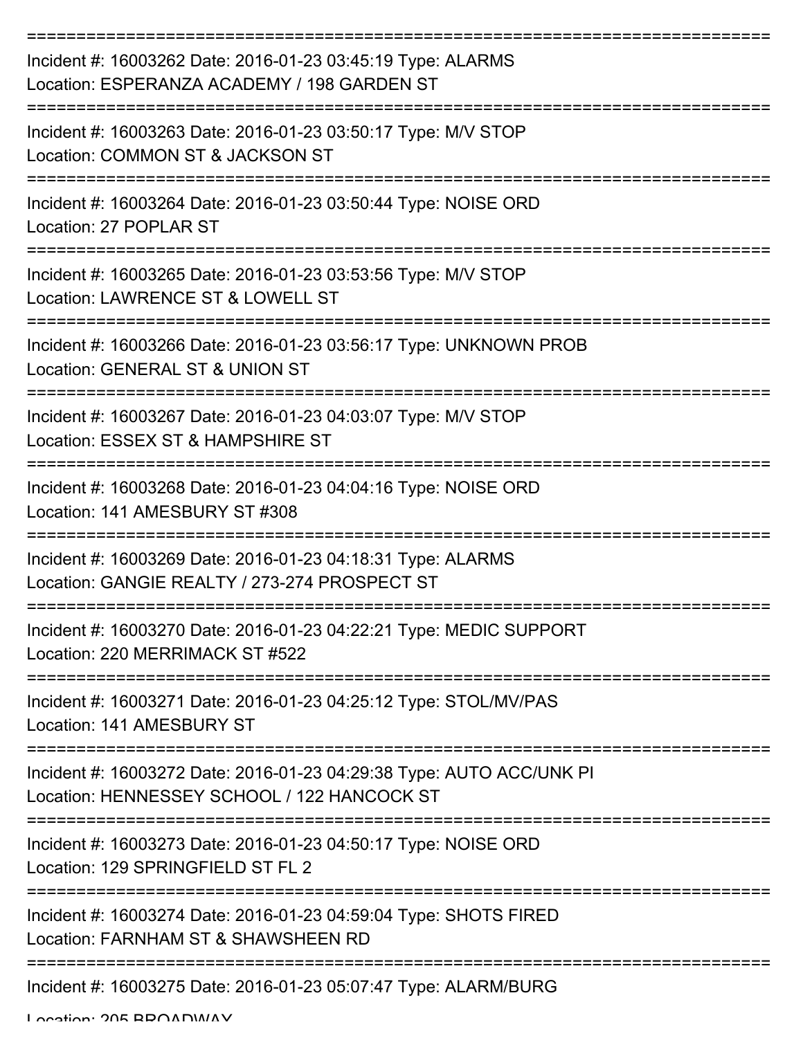===========================================================================

Incident #: 16003262 Date: 2016-01-23 03:45:19 Type: ALARMS
Location: ESPERANZA ACADEMY / 198 GARDEN ST

===========================================================================

Incident #: 16003263 Date: 2016-01-23 03:50:17 Type: M/V STOP
Location: COMMON ST & JACKSON ST

===========================================================================

Incident #: 16003264 Date: 2016-01-23 03:50:44 Type: NOISE ORD
Location: 27 POPLAR ST

===========================================================================

Incident #: 16003265 Date: 2016-01-23 03:53:56 Type: M/V STOP
Location: LAWRENCE ST & LOWELL ST

===========================================================================

Incident #: 16003266 Date: 2016-01-23 03:56:17 Type: UNKNOWN PROB
Location: GENERAL ST & UNION ST

===========================================================================

Incident #: 16003267 Date: 2016-01-23 04:03:07 Type: M/V STOP
Location: ESSEX ST & HAMPSHIRE ST

===========================================================================

Incident #: 16003268 Date: 2016-01-23 04:04:16 Type: NOISE ORD
Location: 141 AMESBURY ST #308

===========================================================================

Incident #: 16003269 Date: 2016-01-23 04:18:31 Type: ALARMS
Location: GANGIE REALTY / 273-274 PROSPECT ST

===========================================================================

Incident #: 16003270 Date: 2016-01-23 04:22:21 Type: MEDIC SUPPORT
Location: 220 MERRIMACK ST #522

===========================================================================

Incident #: 16003271 Date: 2016-01-23 04:25:12 Type: STOL/MV/PAS
Location: 141 AMESBURY ST

===========================================================================

Incident #: 16003272 Date: 2016-01-23 04:29:38 Type: AUTO ACC/UNK PI
Location: HENNESSEY SCHOOL / 122 HANCOCK ST

===========================================================================

Incident #: 16003273 Date: 2016-01-23 04:50:17 Type: NOISE ORD
Location: 129 SPRINGFIELD ST FL 2

===========================================================================

Incident #: 16003274 Date: 2016-01-23 04:59:04 Type: SHOTS FIRED
Location: FARNHAM ST & SHAWSHEEN RD

===========================================================================

Incident #: 16003275 Date: 2016-01-23 05:07:47 Type: ALARM/BURG
Location: 205 BROADWAY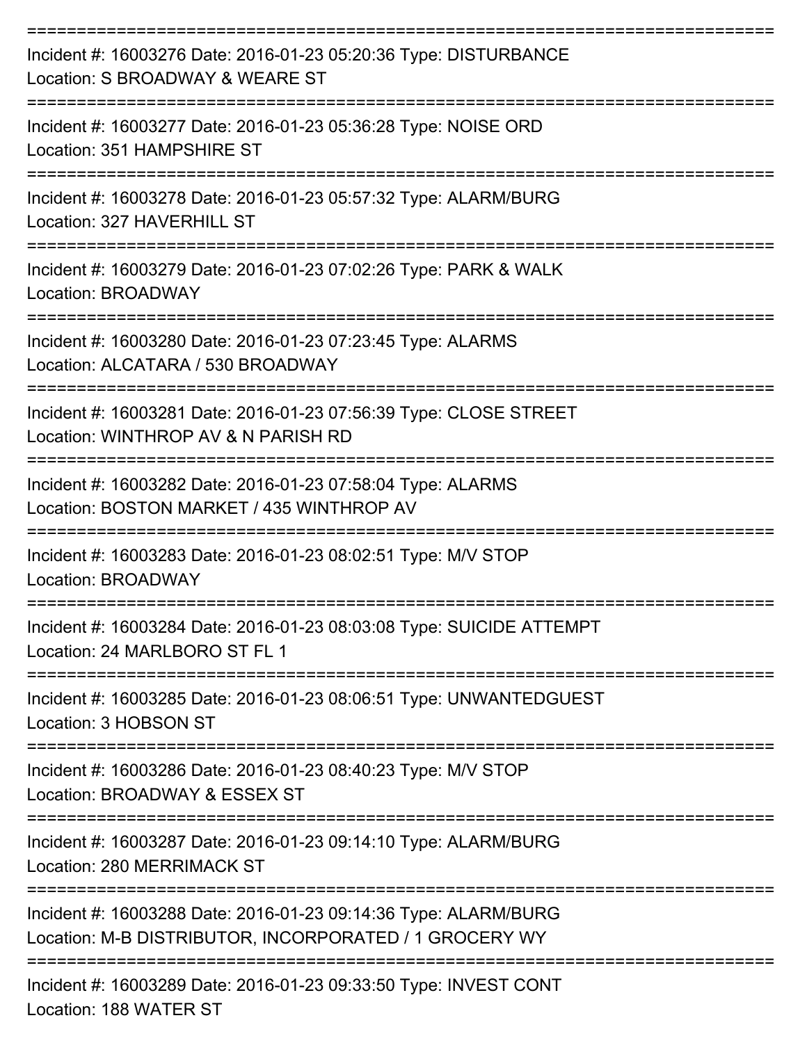===========================================================================

Incident #: 16003276 Date: 2016-01-23 05:20:36 Type: DISTURBANCE
Location: S BROADWAY & WEARE ST

===========================================================================

Incident #: 16003277 Date: 2016-01-23 05:36:28 Type: NOISE ORD
Location: 351 HAMPSHIRE ST

===========================================================================

Incident #: 16003278 Date: 2016-01-23 05:57:32 Type: ALARM/BURG
Location: 327 HAVERHILL ST

===========================================================================

Incident #: 16003279 Date: 2016-01-23 07:02:26 Type: PARK & WALK
Location: BROADWAY

===========================================================================

Incident #: 16003280 Date: 2016-01-23 07:23:45 Type: ALARMS
Location: ALCATARA / 530 BROADWAY

===========================================================================

Incident #: 16003281 Date: 2016-01-23 07:56:39 Type: CLOSE STREET
Location: WINTHROP AV & N PARISH RD

===========================================================================

Incident #: 16003282 Date: 2016-01-23 07:58:04 Type: ALARMS
Location: BOSTON MARKET / 435 WINTHROP AV

===========================================================================

Incident #: 16003283 Date: 2016-01-23 08:02:51 Type: M/V STOP
Location: BROADWAY

===========================================================================

Incident #: 16003284 Date: 2016-01-23 08:03:08 Type: SUICIDE ATTEMPT
Location: 24 MARLBORO ST FL 1

===========================================================================

Incident #: 16003285 Date: 2016-01-23 08:06:51 Type: UNWANTEDGUEST
Location: 3 HOBSON ST

===========================================================================

Incident #: 16003286 Date: 2016-01-23 08:40:23 Type: M/V STOP
Location: BROADWAY & ESSEX ST

===========================================================================

Incident #: 16003287 Date: 2016-01-23 09:14:10 Type: ALARM/BURG
Location: 280 MERRIMACK ST

===========================================================================

Incident #: 16003288 Date: 2016-01-23 09:14:36 Type: ALARM/BURG
Location: M-B DISTRIBUTOR, INCORPORATED / 1 GROCERY WY

===========================================================================

Incident #: 16003289 Date: 2016-01-23 09:33:50 Type: INVEST CONT
Location: 188 WATER ST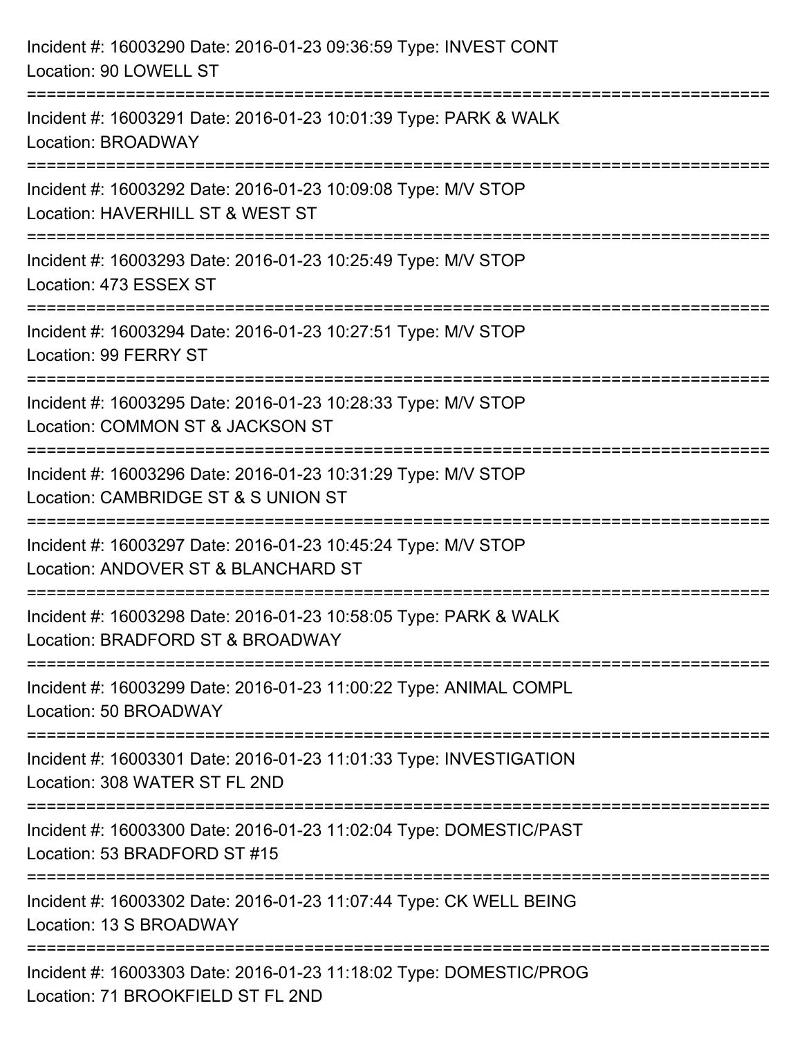Incident #: 16003290 Date: 2016-01-23 09:36:59 Type: INVEST CONT
Location: 90 LOWELL ST

===========================================================================

Incident #: 16003291 Date: 2016-01-23 10:01:39 Type: PARK & WALK
Location: BROADWAY

===========================================================================

Incident #: 16003292 Date: 2016-01-23 10:09:08 Type: M/V STOP
Location: HAVERHILL ST & WEST ST

===========================================================================

Incident #: 16003293 Date: 2016-01-23 10:25:49 Type: M/V STOP
Location: 473 ESSEX ST

===========================================================================

Incident #: 16003294 Date: 2016-01-23 10:27:51 Type: M/V STOP
Location: 99 FERRY ST

===========================================================================

Incident #: 16003295 Date: 2016-01-23 10:28:33 Type: M/V STOP
Location: COMMON ST & JACKSON ST

===========================================================================

Incident #: 16003296 Date: 2016-01-23 10:31:29 Type: M/V STOP
Location: CAMBRIDGE ST & S UNION ST

===========================================================================

Incident #: 16003297 Date: 2016-01-23 10:45:24 Type: M/V STOP
Location: ANDOVER ST & BLANCHARD ST

===========================================================================

Incident #: 16003298 Date: 2016-01-23 10:58:05 Type: PARK & WALK
Location: BRADFORD ST & BROADWAY

===========================================================================

Incident #: 16003299 Date: 2016-01-23 11:00:22 Type: ANIMAL COMPL
Location: 50 BROADWAY

===========================================================================

Incident #: 16003301 Date: 2016-01-23 11:01:33 Type: INVESTIGATION
Location: 308 WATER ST FL 2ND

===========================================================================

Incident #: 16003300 Date: 2016-01-23 11:02:04 Type: DOMESTIC/PAST
Location: 53 BRADFORD ST #15

===========================================================================

Incident #: 16003302 Date: 2016-01-23 11:07:44 Type: CK WELL BEING
Location: 13 S BROADWAY

===========================================================================

Incident #: 16003303 Date: 2016-01-23 11:18:02 Type: DOMESTIC/PROG
Location: 71 BROOKFIELD ST FL 2ND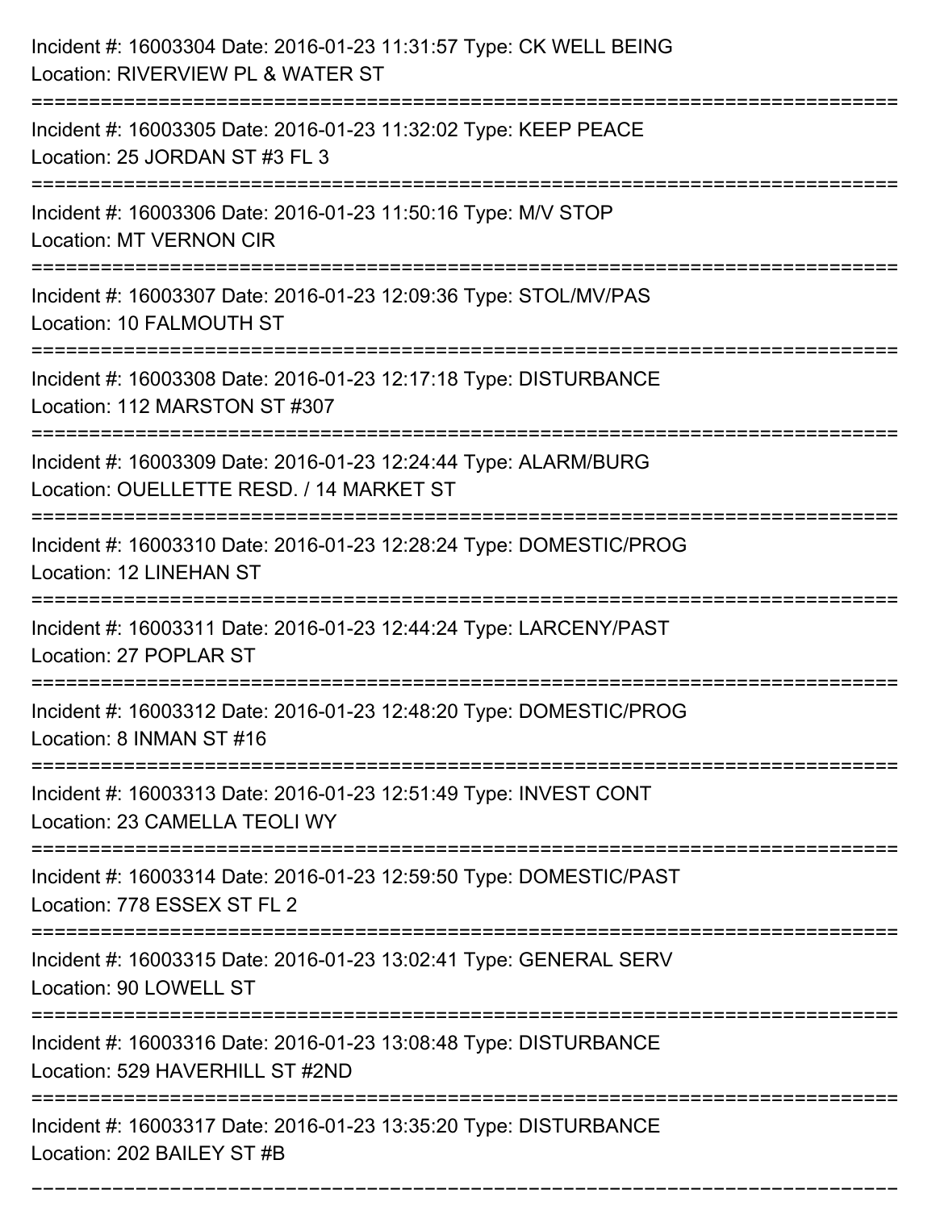Incident #: 16003304 Date: 2016-01-23 11:31:57 Type: CK WELL BEING
Location: RIVERVIEW PL & WATER ST

===========================================================================

Incident #: 16003305 Date: 2016-01-23 11:32:02 Type: KEEP PEACE
Location: 25 JORDAN ST #3 FL 3

===========================================================================

Incident #: 16003306 Date: 2016-01-23 11:50:16 Type: M/V STOP
Location: MT VERNON CIR

===========================================================================

Incident #: 16003307 Date: 2016-01-23 12:09:36 Type: STOL/MV/PAS
Location: 10 FALMOUTH ST

===========================================================================

Incident #: 16003308 Date: 2016-01-23 12:17:18 Type: DISTURBANCE
Location: 112 MARSTON ST #307

===========================================================================

Incident #: 16003309 Date: 2016-01-23 12:24:44 Type: ALARM/BURG
Location: OUELLETTE RESD. / 14 MARKET ST

===========================================================================

Incident #: 16003310 Date: 2016-01-23 12:28:24 Type: DOMESTIC/PROG
Location: 12 LINEHAN ST

===========================================================================

Incident #: 16003311 Date: 2016-01-23 12:44:24 Type: LARCENY/PAST
Location: 27 POPLAR ST

===========================================================================

Incident #: 16003312 Date: 2016-01-23 12:48:20 Type: DOMESTIC/PROG
Location: 8 INMAN ST #16

===========================================================================

Incident #: 16003313 Date: 2016-01-23 12:51:49 Type: INVEST CONT
Location: 23 CAMELLA TEOLI WY

===========================================================================

Incident #: 16003314 Date: 2016-01-23 12:59:50 Type: DOMESTIC/PAST
Location: 778 ESSEX ST FL 2

===========================================================================

Incident #: 16003315 Date: 2016-01-23 13:02:41 Type: GENERAL SERV
Location: 90 LOWELL ST

===========================================================================

Incident #: 16003316 Date: 2016-01-23 13:08:48 Type: DISTURBANCE
Location: 529 HAVERHILL ST #2ND

===========================================================================

Incident #: 16003317 Date: 2016-01-23 13:35:20 Type: DISTURBANCE
Location: 202 BAILEY ST #B

===========================================================================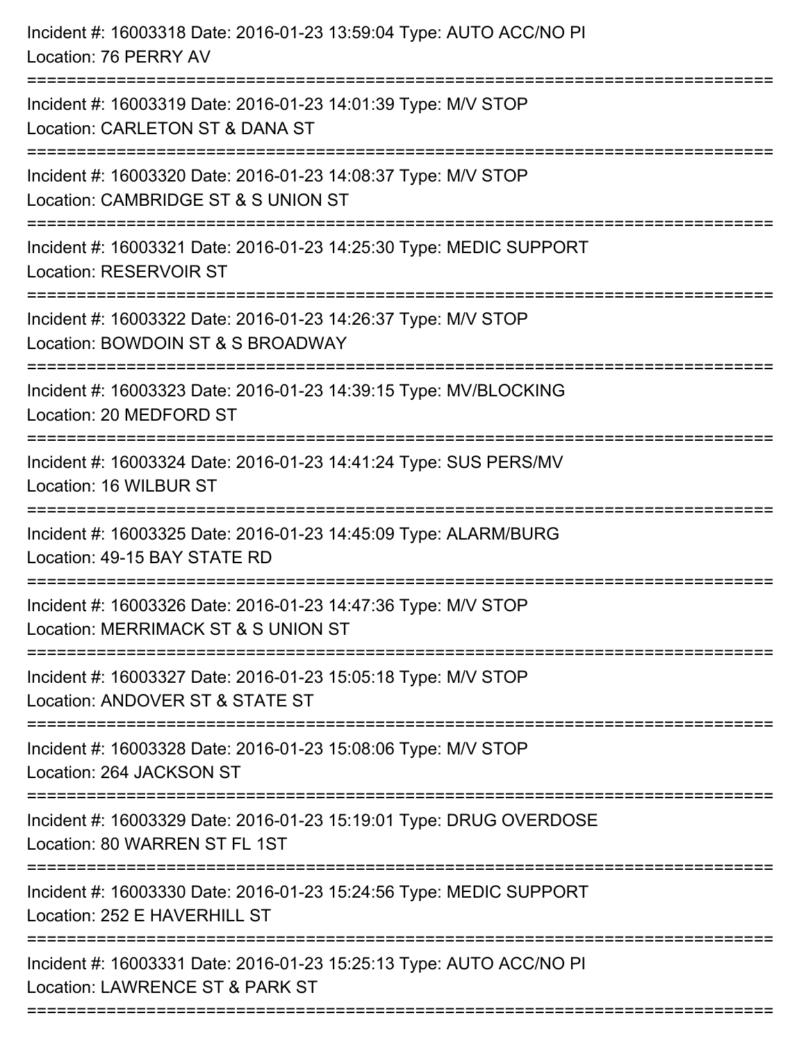Incident #: 16003318 Date: 2016-01-23 13:59:04 Type: AUTO ACC/NO PI
Location: 76 PERRY AV

===========================================================================

Incident #: 16003319 Date: 2016-01-23 14:01:39 Type: M/V STOP
Location: CARLETON ST & DANA ST

===========================================================================

Incident #: 16003320 Date: 2016-01-23 14:08:37 Type: M/V STOP
Location: CAMBRIDGE ST & S UNION ST

===========================================================================

Incident #: 16003321 Date: 2016-01-23 14:25:30 Type: MEDIC SUPPORT
Location: RESERVOIR ST

===========================================================================

Incident #: 16003322 Date: 2016-01-23 14:26:37 Type: M/V STOP
Location: BOWDOIN ST & S BROADWAY

===========================================================================

Incident #: 16003323 Date: 2016-01-23 14:39:15 Type: MV/BLOCKING
Location: 20 MEDFORD ST

===========================================================================

Incident #: 16003324 Date: 2016-01-23 14:41:24 Type: SUS PERS/MV
Location: 16 WILBUR ST

===========================================================================

Incident #: 16003325 Date: 2016-01-23 14:45:09 Type: ALARM/BURG
Location: 49-15 BAY STATE RD

===========================================================================

Incident #: 16003326 Date: 2016-01-23 14:47:36 Type: M/V STOP
Location: MERRIMACK ST & S UNION ST

===========================================================================

Incident #: 16003327 Date: 2016-01-23 15:05:18 Type: M/V STOP
Location: ANDOVER ST & STATE ST

===========================================================================

Incident #: 16003328 Date: 2016-01-23 15:08:06 Type: M/V STOP
Location: 264 JACKSON ST

===========================================================================

Incident #: 16003329 Date: 2016-01-23 15:19:01 Type: DRUG OVERDOSE
Location: 80 WARREN ST FL 1ST

===========================================================================

Incident #: 16003330 Date: 2016-01-23 15:24:56 Type: MEDIC SUPPORT
Location: 252 E HAVERHILL ST

===========================================================================

Incident #: 16003331 Date: 2016-01-23 15:25:13 Type: AUTO ACC/NO PI
Location: LAWRENCE ST & PARK ST

===========================================================================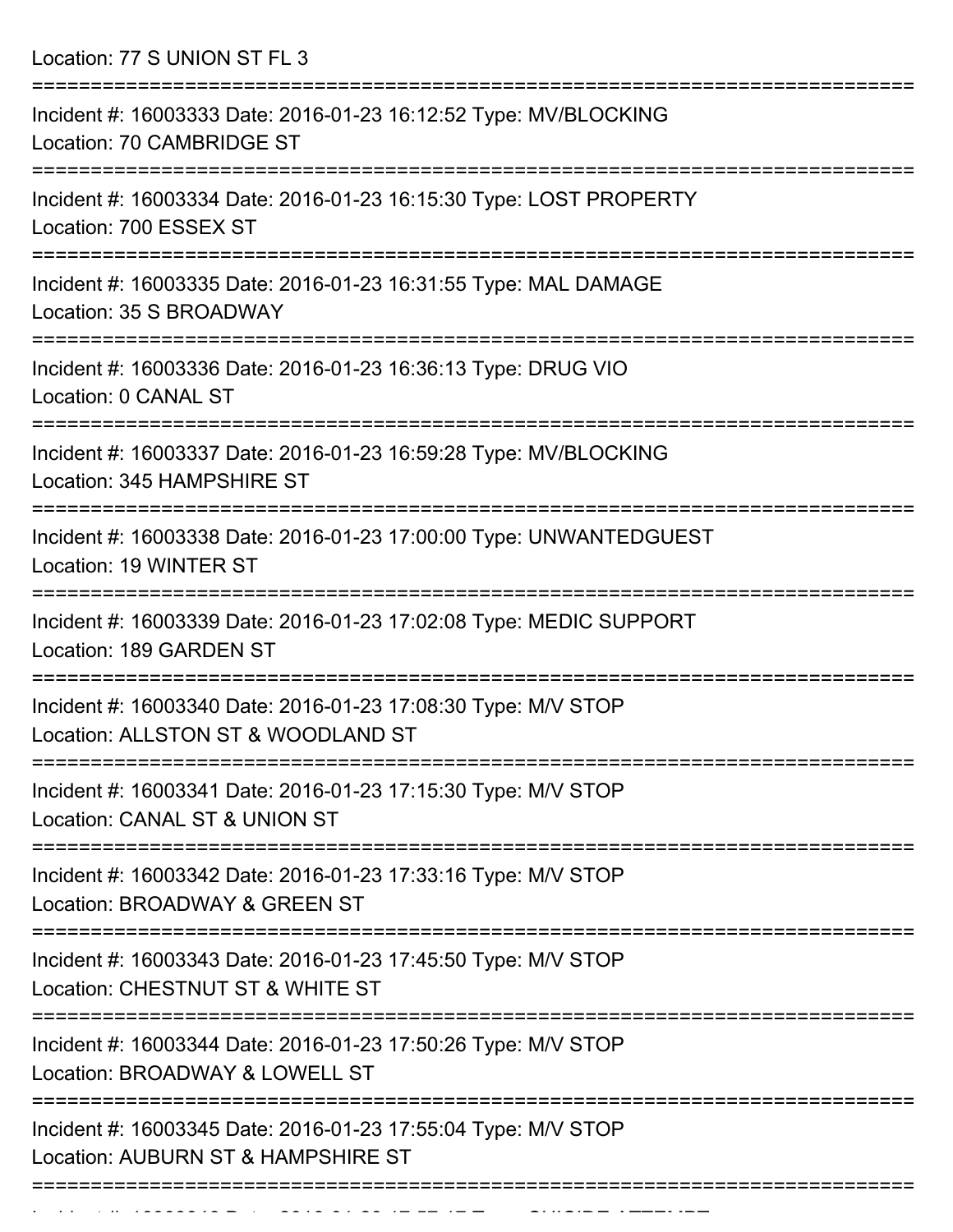Location: 77 S UNION ST FL 3

===========================================================================

Incident #: 16003333 Date: 2016-01-23 16:12:52 Type: MV/BLOCKING
Location: 70 CAMBRIDGE ST

===========================================================================

Incident #: 16003334 Date: 2016-01-23 16:15:30 Type: LOST PROPERTY
Location: 700 ESSEX ST

===========================================================================

Incident #: 16003335 Date: 2016-01-23 16:31:55 Type: MAL DAMAGE
Location: 35 S BROADWAY

===========================================================================

Incident #: 16003336 Date: 2016-01-23 16:36:13 Type: DRUG VIO
Location: 0 CANAL ST

===========================================================================

Incident #: 16003337 Date: 2016-01-23 16:59:28 Type: MV/BLOCKING
Location: 345 HAMPSHIRE ST

===========================================================================

Incident #: 16003338 Date: 2016-01-23 17:00:00 Type: UNWANTEDGUEST
Location: 19 WINTER ST

===========================================================================

Incident #: 16003339 Date: 2016-01-23 17:02:08 Type: MEDIC SUPPORT
Location: 189 GARDEN ST

===========================================================================

Incident #: 16003340 Date: 2016-01-23 17:08:30 Type: M/V STOP
Location: ALLSTON ST & WOODLAND ST

===========================================================================

Incident #: 16003341 Date: 2016-01-23 17:15:30 Type: M/V STOP
Location: CANAL ST & UNION ST

===========================================================================

Incident #: 16003342 Date: 2016-01-23 17:33:16 Type: M/V STOP
Location: BROADWAY & GREEN ST

===========================================================================

Incident #: 16003343 Date: 2016-01-23 17:45:50 Type: M/V STOP
Location: CHESTNUT ST & WHITE ST

===========================================================================

Incident #: 16003344 Date: 2016-01-23 17:50:26 Type: M/V STOP
Location: BROADWAY & LOWELL ST

===========================================================================

Incident #: 16003345 Date: 2016-01-23 17:55:04 Type: M/V STOP
Location: AUBURN ST & HAMPSHIRE ST

===========================================================================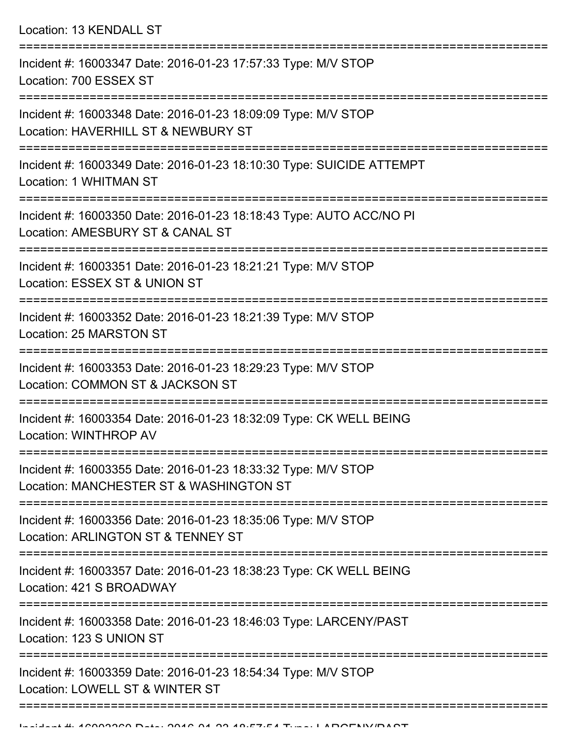Location: 13 KENDALL ST

===========================================================================

Incident #: 16003347 Date: 2016-01-23 17:57:33 Type: M/V STOP
Location: 700 ESSEX ST

===========================================================================

Incident #: 16003348 Date: 2016-01-23 18:09:09 Type: M/V STOP
Location: HAVERHILL ST & NEWBURY ST

===========================================================================

Incident #: 16003349 Date: 2016-01-23 18:10:30 Type: SUICIDE ATTEMPT
Location: 1 WHITMAN ST

===========================================================================

Incident #: 16003350 Date: 2016-01-23 18:18:43 Type: AUTO ACC/NO PI
Location: AMESBURY ST & CANAL ST

===========================================================================

Incident #: 16003351 Date: 2016-01-23 18:21:21 Type: M/V STOP
Location: ESSEX ST & UNION ST

===========================================================================

Incident #: 16003352 Date: 2016-01-23 18:21:39 Type: M/V STOP
Location: 25 MARSTON ST

===========================================================================

Incident #: 16003353 Date: 2016-01-23 18:29:23 Type: M/V STOP
Location: COMMON ST & JACKSON ST

===========================================================================

Incident #: 16003354 Date: 2016-01-23 18:32:09 Type: CK WELL BEING
Location: WINTHROP AV

===========================================================================

Incident #: 16003355 Date: 2016-01-23 18:33:32 Type: M/V STOP
Location: MANCHESTER ST & WASHINGTON ST

===========================================================================

Incident #: 16003356 Date: 2016-01-23 18:35:06 Type: M/V STOP
Location: ARLINGTON ST & TENNEY ST

===========================================================================

Incident #: 16003357 Date: 2016-01-23 18:38:23 Type: CK WELL BEING
Location: 421 S BROADWAY

===========================================================================

Incident #: 16003358 Date: 2016-01-23 18:46:03 Type: LARCENY/PAST
Location: 123 S UNION ST

===========================================================================

Incident #: 16003359 Date: 2016-01-23 18:54:34 Type: M/V STOP
Location: LOWELL ST & WINTER ST

===========================================================================

Incident #: 16003360 Date: 2016-01-23 18:57:54 Type: LARCENY/PAST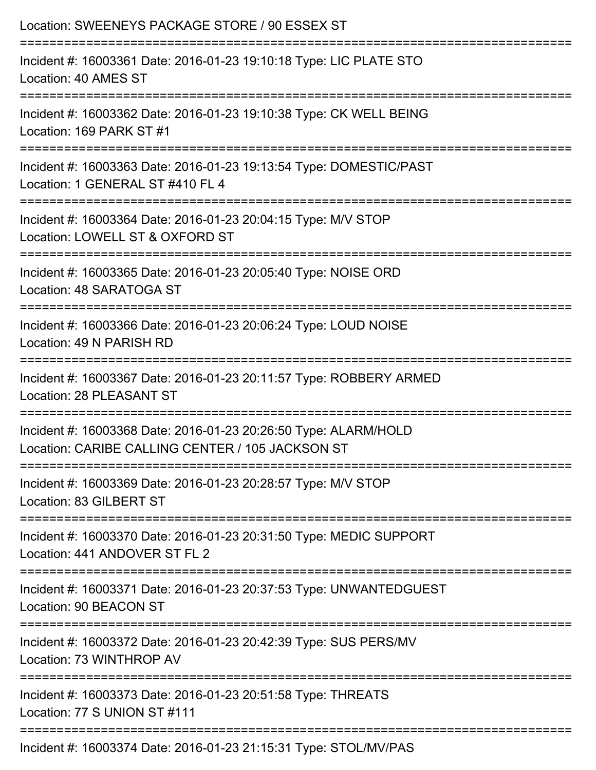Location: SWEENEYS PACKAGE STORE / 90 ESSEX ST

===========================================================================

Incident #: 16003361 Date: 2016-01-23 19:10:18 Type: LIC PLATE STO
Location: 40 AMES ST

===========================================================================

Incident #: 16003362 Date: 2016-01-23 19:10:38 Type: CK WELL BEING
Location: 169 PARK ST #1

===========================================================================

Incident #: 16003363 Date: 2016-01-23 19:13:54 Type: DOMESTIC/PAST
Location: 1 GENERAL ST #410 FL 4

===========================================================================

Incident #: 16003364 Date: 2016-01-23 20:04:15 Type: M/V STOP
Location: LOWELL ST & OXFORD ST

===========================================================================

Incident #: 16003365 Date: 2016-01-23 20:05:40 Type: NOISE ORD
Location: 48 SARATOGA ST

===========================================================================

Incident #: 16003366 Date: 2016-01-23 20:06:24 Type: LOUD NOISE
Location: 49 N PARISH RD

===========================================================================

Incident #: 16003367 Date: 2016-01-23 20:11:57 Type: ROBBERY ARMED
Location: 28 PLEASANT ST

===========================================================================

Incident #: 16003368 Date: 2016-01-23 20:26:50 Type: ALARM/HOLD
Location: CARIBE CALLING CENTER / 105 JACKSON ST

===========================================================================

Incident #: 16003369 Date: 2016-01-23 20:28:57 Type: M/V STOP
Location: 83 GILBERT ST

===========================================================================

Incident #: 16003370 Date: 2016-01-23 20:31:50 Type: MEDIC SUPPORT
Location: 441 ANDOVER ST FL 2

===========================================================================

Incident #: 16003371 Date: 2016-01-23 20:37:53 Type: UNWANTEDGUEST
Location: 90 BEACON ST

===========================================================================

Incident #: 16003372 Date: 2016-01-23 20:42:39 Type: SUS PERS/MV
Location: 73 WINTHROP AV

===========================================================================

Incident #: 16003373 Date: 2016-01-23 20:51:58 Type: THREATS
Location: 77 S UNION ST #111

===========================================================================

Incident #: 16003374 Date: 2016-01-23 21:15:31 Type: STOL/MV/PAS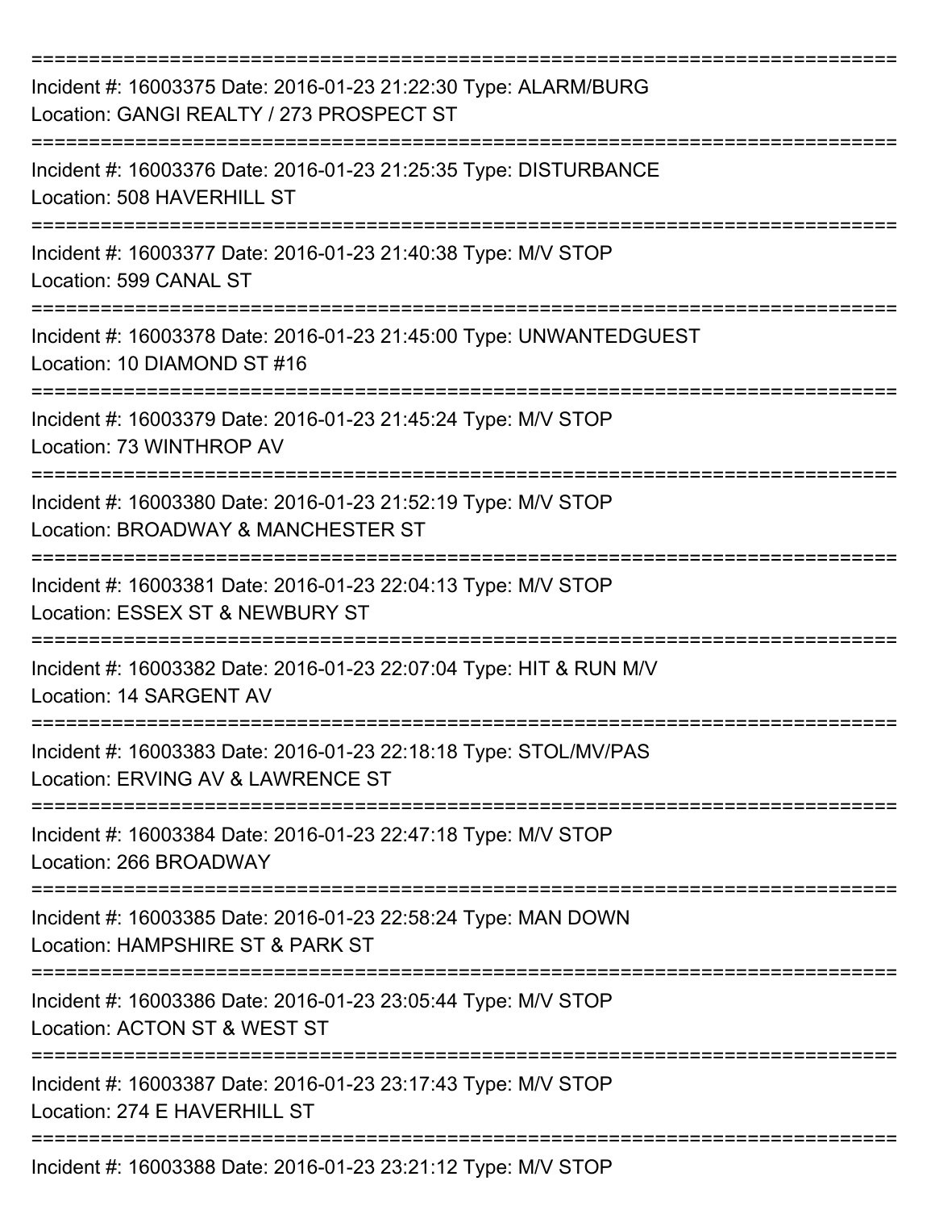===========================================================================

Incident #: 16003375 Date: 2016-01-23 21:22:30 Type: ALARM/BURG
Location: GANGI REALTY / 273 PROSPECT ST

===========================================================================

Incident #: 16003376 Date: 2016-01-23 21:25:35 Type: DISTURBANCE
Location: 508 HAVERHILL ST

===========================================================================

Incident #: 16003377 Date: 2016-01-23 21:40:38 Type: M/V STOP
Location: 599 CANAL ST

===========================================================================

Incident #: 16003378 Date: 2016-01-23 21:45:00 Type: UNWANTEDGUEST
Location: 10 DIAMOND ST #16

===========================================================================

Incident #: 16003379 Date: 2016-01-23 21:45:24 Type: M/V STOP
Location: 73 WINTHROP AV

===========================================================================

Incident #: 16003380 Date: 2016-01-23 21:52:19 Type: M/V STOP
Location: BROADWAY & MANCHESTER ST

===========================================================================

Incident #: 16003381 Date: 2016-01-23 22:04:13 Type: M/V STOP
Location: ESSEX ST & NEWBURY ST

===========================================================================

Incident #: 16003382 Date: 2016-01-23 22:07:04 Type: HIT & RUN M/V
Location: 14 SARGENT AV

===========================================================================

Incident #: 16003383 Date: 2016-01-23 22:18:18 Type: STOL/MV/PAS
Location: ERVING AV & LAWRENCE ST

===========================================================================

Incident #: 16003384 Date: 2016-01-23 22:47:18 Type: M/V STOP
Location: 266 BROADWAY

===========================================================================

Incident #: 16003385 Date: 2016-01-23 22:58:24 Type: MAN DOWN
Location: HAMPSHIRE ST & PARK ST

===========================================================================

Incident #: 16003386 Date: 2016-01-23 23:05:44 Type: M/V STOP
Location: ACTON ST & WEST ST

===========================================================================

Incident #: 16003387 Date: 2016-01-23 23:17:43 Type: M/V STOP
Location: 274 E HAVERHILL ST

===========================================================================

Incident #: 16003388 Date: 2016-01-23 23:21:12 Type: M/V STOP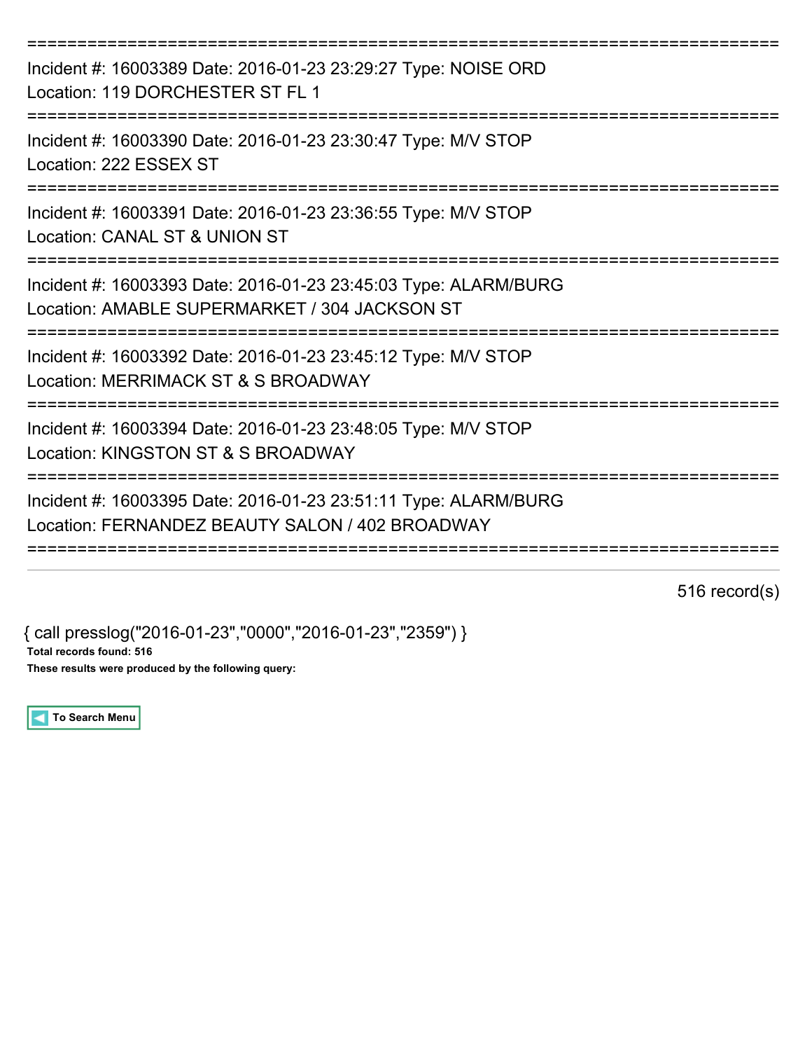===========================================================================

Incident #: 16003389 Date: 2016-01-23 23:29:27 Type: NOISE ORD
Location: 119 DORCHESTER ST FL 1

===========================================================================

Incident #: 16003390 Date: 2016-01-23 23:30:47 Type: M/V STOP
Location: 222 ESSEX ST

===========================================================================

Incident #: 16003391 Date: 2016-01-23 23:36:55 Type: M/V STOP
Location: CANAL ST & UNION ST

===========================================================================

Incident #: 16003393 Date: 2016-01-23 23:45:03 Type: ALARM/BURG
Location: AMABLE SUPERMARKET / 304 JACKSON ST

===========================================================================

Incident #: 16003392 Date: 2016-01-23 23:45:12 Type: M/V STOP
Location: MERRIMACK ST & S BROADWAY

===========================================================================

Incident #: 16003394 Date: 2016-01-23 23:48:05 Type: M/V STOP
Location: KINGSTON ST & S BROADWAY

===========================================================================

Incident #: 16003395 Date: 2016-01-23 23:51:11 Type: ALARM/BURG
Location: FERNANDEZ BEAUTY SALON / 402 BROADWAY

===========================================================================

516 record(s)

{ call presslog("2016-01-23","0000","2016-01-23","2359") }

**Total records found: 516**

**These results were produced by the following query:**

**To Search Menu**